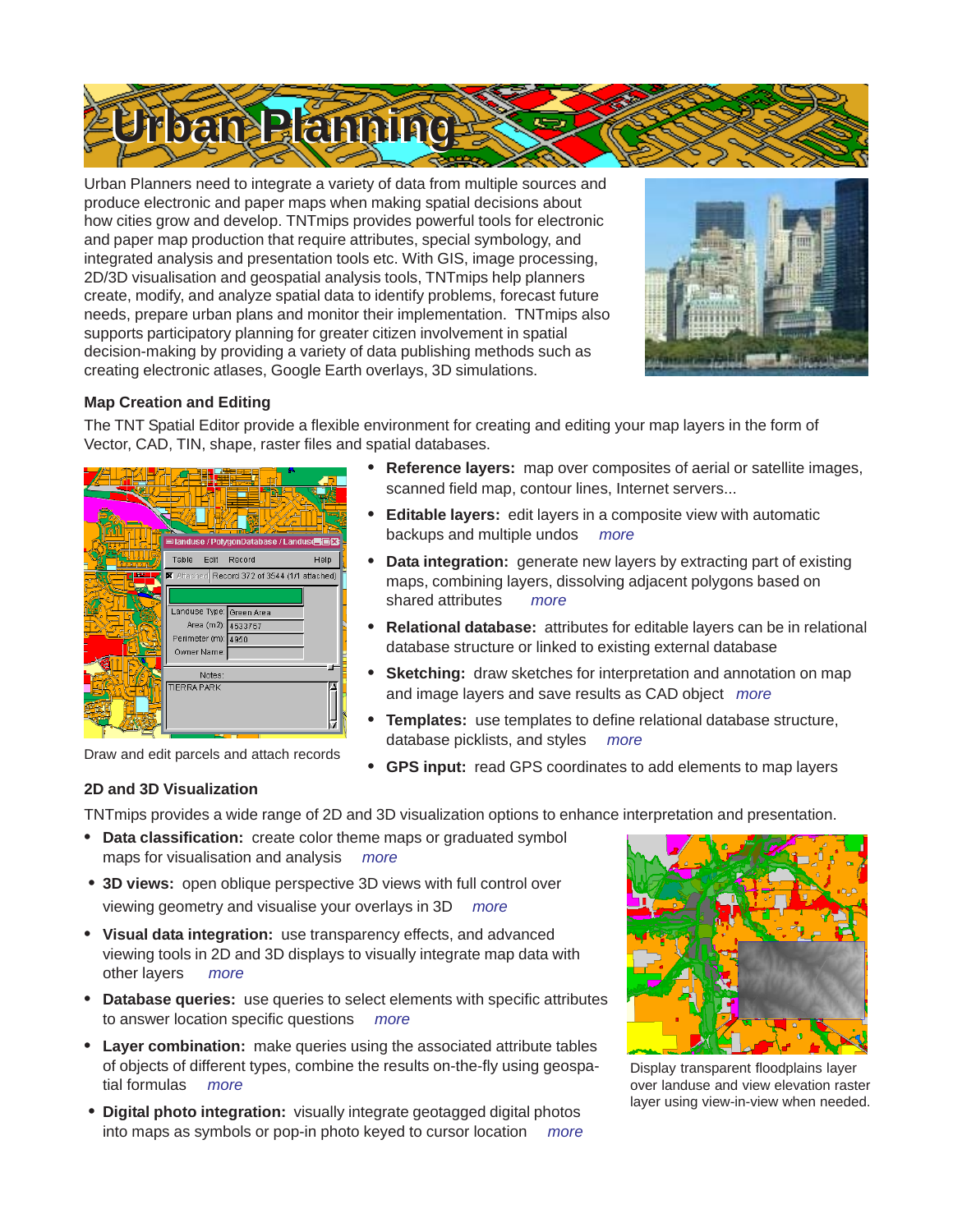# Urban Planning

Urban Planners need to integrate a variety of data from multiple sources and produce electronic and paper maps when making spatial decisions about how cities grow and develop. TNTmips provides powerful tools for electronic and paper map production that require attributes, special symbology, and integrated analysis and presentation tools etc. With GIS, image processing, 2D/3D visualisation and geospatial analysis tools, TNTmips help planners create, modify, and analyze spatial data to identify problems, forecast future needs, prepare urban plans and monitor their implementation. TNTmips also supports participatory planning for greater citizen involvement in spatial decision-making by providing a variety of data publishing methods such as creating electronic atlases, Google Earth overlays, 3D simulations.

### Map Creation and Editing

The TNT Spatial Editor provide a flexible environment for creating and editing your map layers in the form of Vector, CAD, TIN, shape, raster files and spatial databases.

Draw and edit parcels and attach records

- **Reference layers:** map over composites of aerial or satellite images, scanned field map, contour lines, Internet servers...
- **Editable layers:** edit layers in a composite view with automatic backups and multiple undos *more*
- **Data integration:** generate new layers by extracting part of existing maps, combining layers, dissolving adjacent polygons based on shared attributes *more*
- **Relational database:** attributes for editable layers can be in relational database structure or linked to existing external database
- **Sketching:** draw sketches for interpretation and annotation on map and image layers and save results as CAD object *more*
- **Templates:** use templates to define relational database structure, database picklists, and styles *more*
- **GPS input:** read GPS coordinates to add elements to map layers

### 2D and 3D Visualization

TNTmips provides a wide range of 2D and 3D visualization options to enhance interpretation and presentation.

- **Data classification:** create color theme maps or graduated symbol maps for visualisation and analysis *more*
- **3D views:** open oblique perspective 3D views with full control over viewing geometry and visualise your overlays in 3D *more*
- **Visual data integration:** use transparency effects, and advanced viewing tools in 2D and 3D displays to visually integrate map data with other layers *more*
- **Database queries:** use queries to select elements with specific attributes to answer location specific questions *more*
- **Layer combination:** make queries using the associated attribute tables of objects of different types, combine the results on-the-fly using geospatial formulas *more*
- **Digital photo integration:** visually integrate geotagged digital photos into maps as symbols or pop-in photo keyed to cursor location *more*

Display transparent floodplains layer over landuse and view elevation raster layer using view-in-view when needed.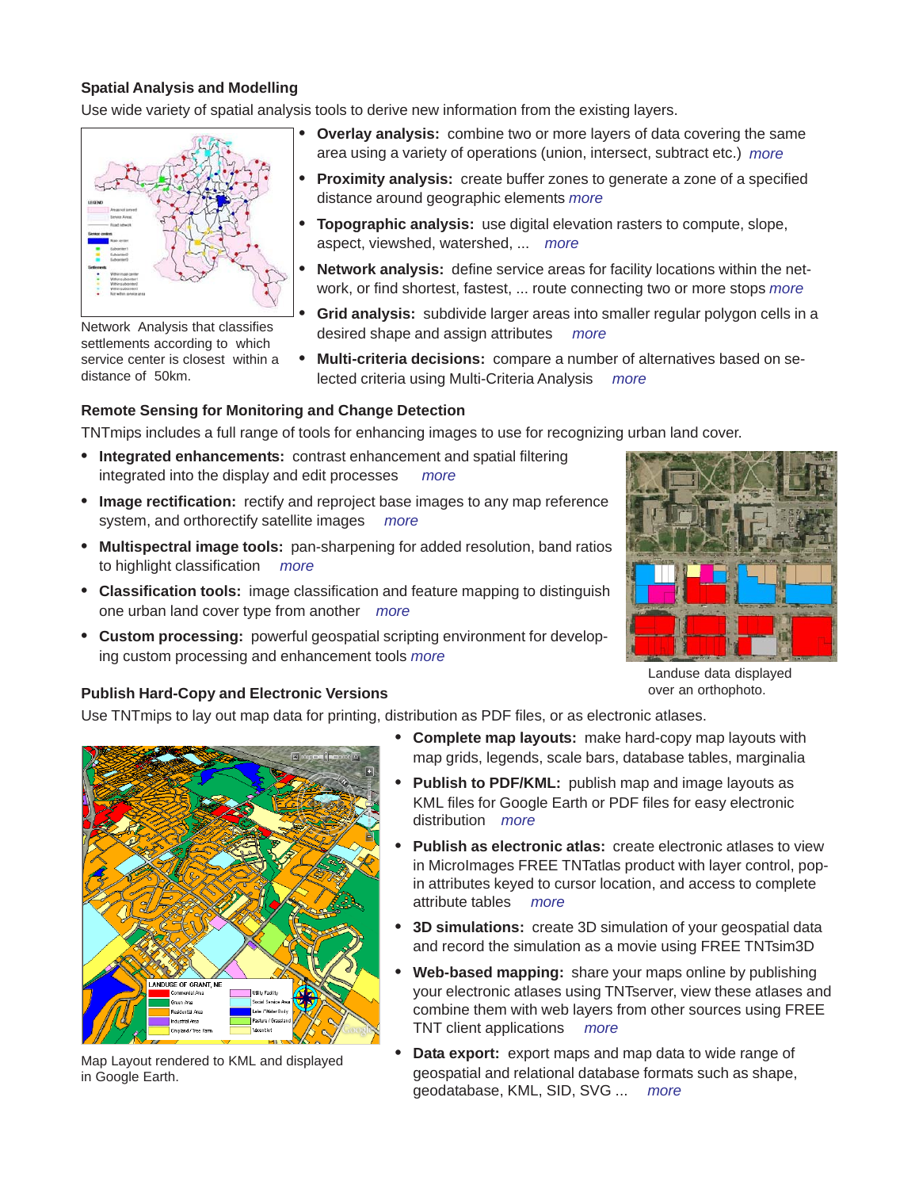### Spatial Analysis and Modelling

Use wide variety of spatial analysis tools to derive new information from the existing layers.

Network Analysis that classifies settlements according to which service center is closest within a distance of 50km.

- **Overlay analysis:** combine two or more layers of data covering the same area using a variety of operations (union, intersect, subtract etc.) *more*
- **Proximity analysis:** create buffer zones to generate a zone of a specified distance around geographic elements *more*
- **Topographic analysis:** use digital elevation rasters to compute, slope, aspect, viewshed, watershed, ... *more*
- **Network analysis:** define service areas for facility locations within the network, or find shortest, fastest, ... route connecting two or more stops *more*
- **Grid analysis:** subdivide larger areas into smaller regular polygon cells in a desired shape and assign attributes *more*
- **Multi-criteria decisions:** compare a number of alternatives based on selected criteria using Multi-Criteria Analysis *more*

### Remote Sensing for Monitoring and Change Detection

TNTmips includes a full range of tools for enhancing images to use for recognizing urban land cover.

- **Integrated enhancements:** contrast enhancement and spatial filtering integrated into the display and edit processes *more*
- **Image rectification:** rectify and reproject base images to any map reference system, and orthorectify satellite images *more*
- **Multispectral image tools:** pan-sharpening for added resolution, band ratios to highlight classification *more*
- **Classification tools:** image classification and feature mapping to distinguish one urban land cover type from another *more*
- **Custom processing:** powerful geospatial scripting environment for developing custom processing and enhancement tools *more*

Landuse data displayed over an orthophoto.

### Publish Hard-Copy and Electronic Versions

Use TNTmips to lay out map data for printing, distribution as PDF files, or as electronic atlases.

Map Layout rendered to KML and displayed in Google Earth.

- **Complete map layouts:** make hard-copy map layouts with map grids, legends, scale bars, database tables, marginalia
- **Publish to PDF/KML:** publish map and image layouts as KML files for Google Earth or PDF files for easy electronic distribution *more*
- **Publish as electronic atlas:** create electronic atlases to view in MicroImages FREE TNTatlas product with layer control, pop-in attributes keyed to cursor location, and access to complete attribute tables *more*
- **3D simulations:** create 3D simulation of your geospatial data and record the simulation as a movie using FREE TNTsim3D
- **Web-based mapping:** share your maps online by publishing your electronic atlases using TNTserver, view these atlases and combine them with web layers from other sources using FREE TNT client applications *more*
- **Data export:** export maps and map data to wide range of geospatial and relational database formats such as shape, geodatabase, KML, SID, SVG ... *more*